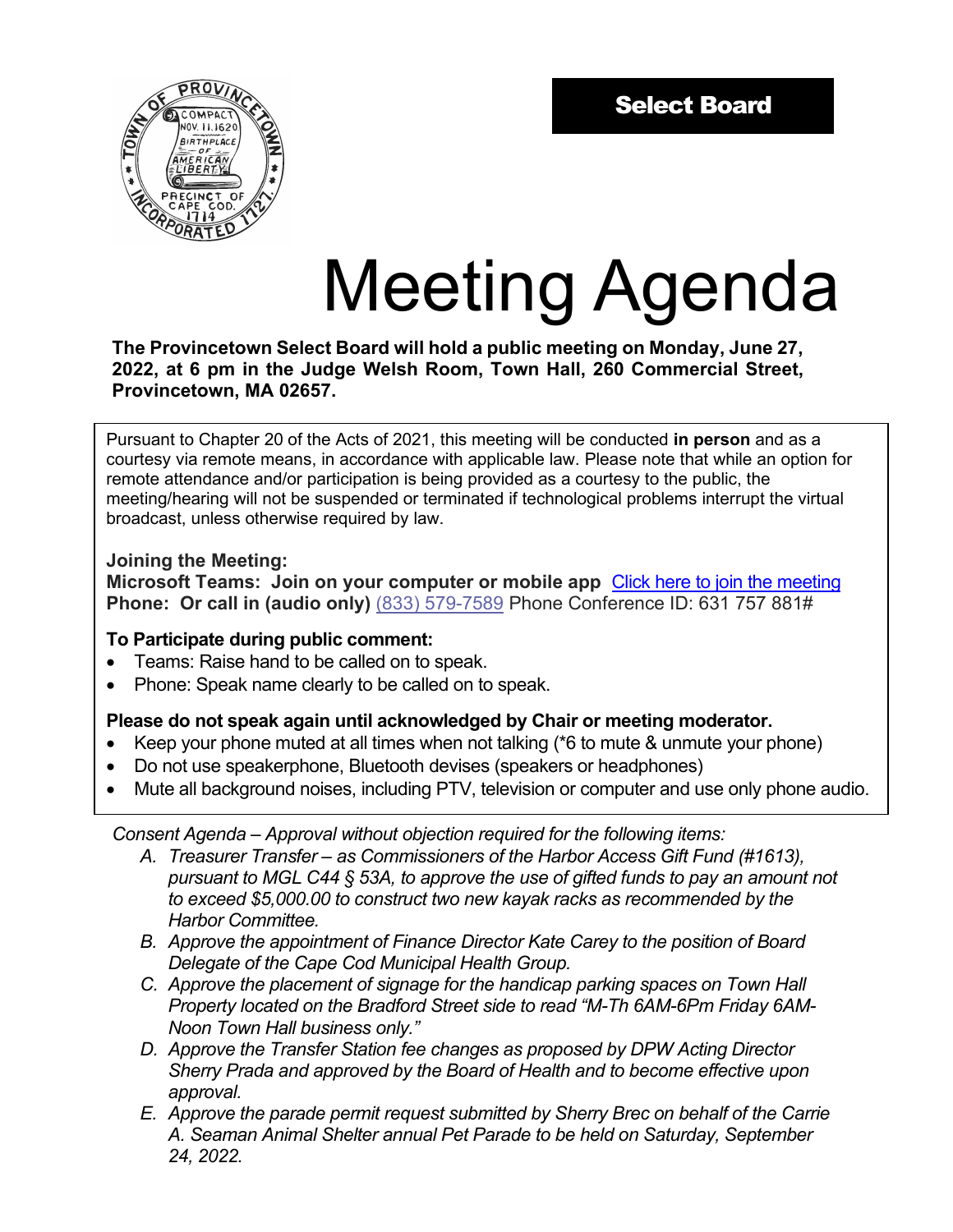**Select Board**

# Meeting Agenda

**The Provincetown Select Board will hold a public meeting on Monday, June 27, 2022, at 6 pm in the Judge Welsh Room, Town Hall, 260 Commercial Street, Provincetown, MA 02657.**

Pursuant to Chapter 20 of the Acts of 2021, this meeting will be conducted **in person** and as a courtesy via remote means, in accordance with applicable law. Please note that while an option for remote attendance and/or participation is being provided as a courtesy to the public, the meeting/hearing will not be suspended or terminated if technological problems interrupt the virtual broadcast, unless otherwise required by law.

**Joining the Meeting:**
**Microsoft Teams: Join on your computer or mobile app** Click here to join the meeting
**Phone: Or call in (audio only)** (833) 579-7589 Phone Conference ID: 631 757 881#

**To Participate during public comment:**

- Teams: Raise hand to be called on to speak.
- Phone: Speak name clearly to be called on to speak.

**Please do not speak again until acknowledged by Chair or meeting moderator.**

- Keep your phone muted at all times when not talking (*6 to mute & unmute your phone)
- Do not use speakerphone, Bluetooth devises (speakers or headphones)
- Mute all background noises, including PTV, television or computer and use only phone audio.

*Consent Agenda – Approval without objection required for the following items:*

A. *Treasurer Transfer – as Commissioners of the Harbor Access Gift Fund (#1613), pursuant to MGL C44 § 53A, to approve the use of gifted funds to pay an amount not to exceed $5,000.00 to construct two new kayak racks as recommended by the Harbor Committee.*
B. *Approve the appointment of Finance Director Kate Carey to the position of Board Delegate of the Cape Cod Municipal Health Group.*
C. *Approve the placement of signage for the handicap parking spaces on Town Hall Property located on the Bradford Street side to read "M-Th 6AM-6Pm Friday 6AM-Noon Town Hall business only."*
D. *Approve the Transfer Station fee changes as proposed by DPW Acting Director Sherry Prada and approved by the Board of Health and to become effective upon approval.*
E. *Approve the parade permit request submitted by Sherry Brec on behalf of the Carrie A. Seaman Animal Shelter annual Pet Parade to be held on Saturday, September 24, 2022.*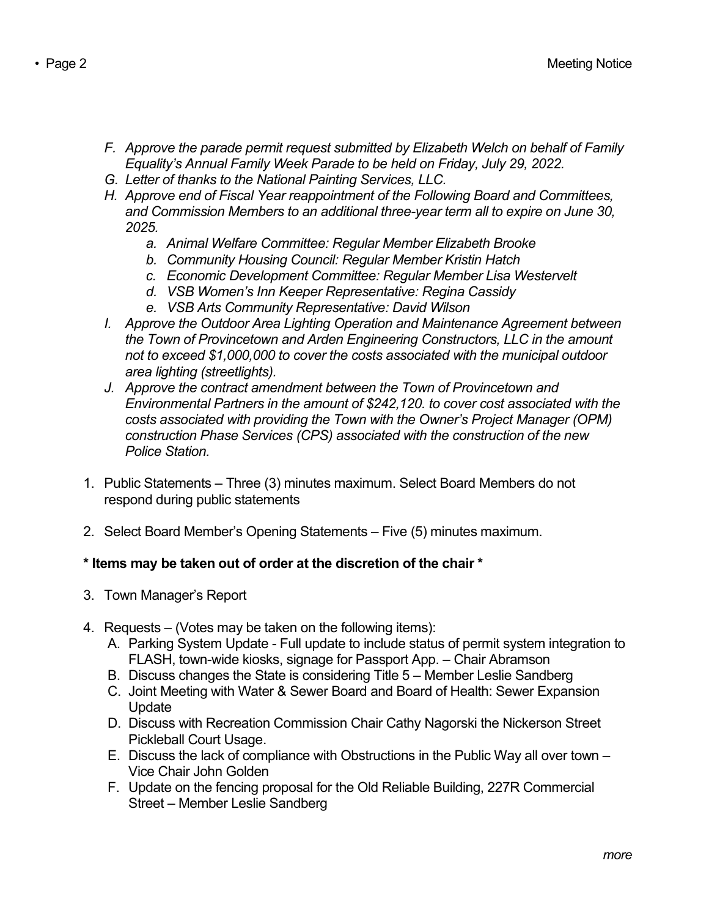*F. Approve the parade permit request submitted by Elizabeth Welch on behalf of Family Equality's Annual Family Week Parade to be held on Friday, July 29, 2022.*

*G. Letter of thanks to the National Painting Services, LLC.*

*H. Approve end of Fiscal Year reappointment of the Following Board and Committees, and Commission Members to an additional three-year term all to expire on June 30, 2025.*

  *a. Animal Welfare Committee: Regular Member Elizabeth Brooke*

  *b. Community Housing Council: Regular Member Kristin Hatch*

  *c. Economic Development Committee: Regular Member Lisa Westervelt*

  *d. VSB Women's Inn Keeper Representative: Regina Cassidy*

  *e. VSB Arts Community Representative: David Wilson*

*I. Approve the Outdoor Area Lighting Operation and Maintenance Agreement between the Town of Provincetown and Arden Engineering Constructors, LLC in the amount not to exceed $1,000,000 to cover the costs associated with the municipal outdoor area lighting (streetlights).*

*J. Approve the contract amendment between the Town of Provincetown and Environmental Partners in the amount of $242,120. to cover cost associated with the costs associated with providing the Town with the Owner's Project Manager (OPM) construction Phase Services (CPS) associated with the construction of the new Police Station.*

1. Public Statements – Three (3) minutes maximum. Select Board Members do not respond during public statements

2. Select Board Member's Opening Statements – Five (5) minutes maximum.

**\* Items may be taken out of order at the discretion of the chair \***

3. Town Manager's Report

4. Requests – (Votes may be taken on the following items):
   - A. Parking System Update - Full update to include status of permit system integration to FLASH, town-wide kiosks, signage for Passport App. – Chair Abramson
   - B. Discuss changes the State is considering Title 5 – Member Leslie Sandberg
   - C. Joint Meeting with Water & Sewer Board and Board of Health: Sewer Expansion Update
   - D. Discuss with Recreation Commission Chair Cathy Nagorski the Nickerson Street Pickleball Court Usage.
   - E. Discuss the lack of compliance with Obstructions in the Public Way all over town – Vice Chair John Golden
   - F. Update on the fencing proposal for the Old Reliable Building, 227R Commercial Street – Member Leslie Sandberg

*more*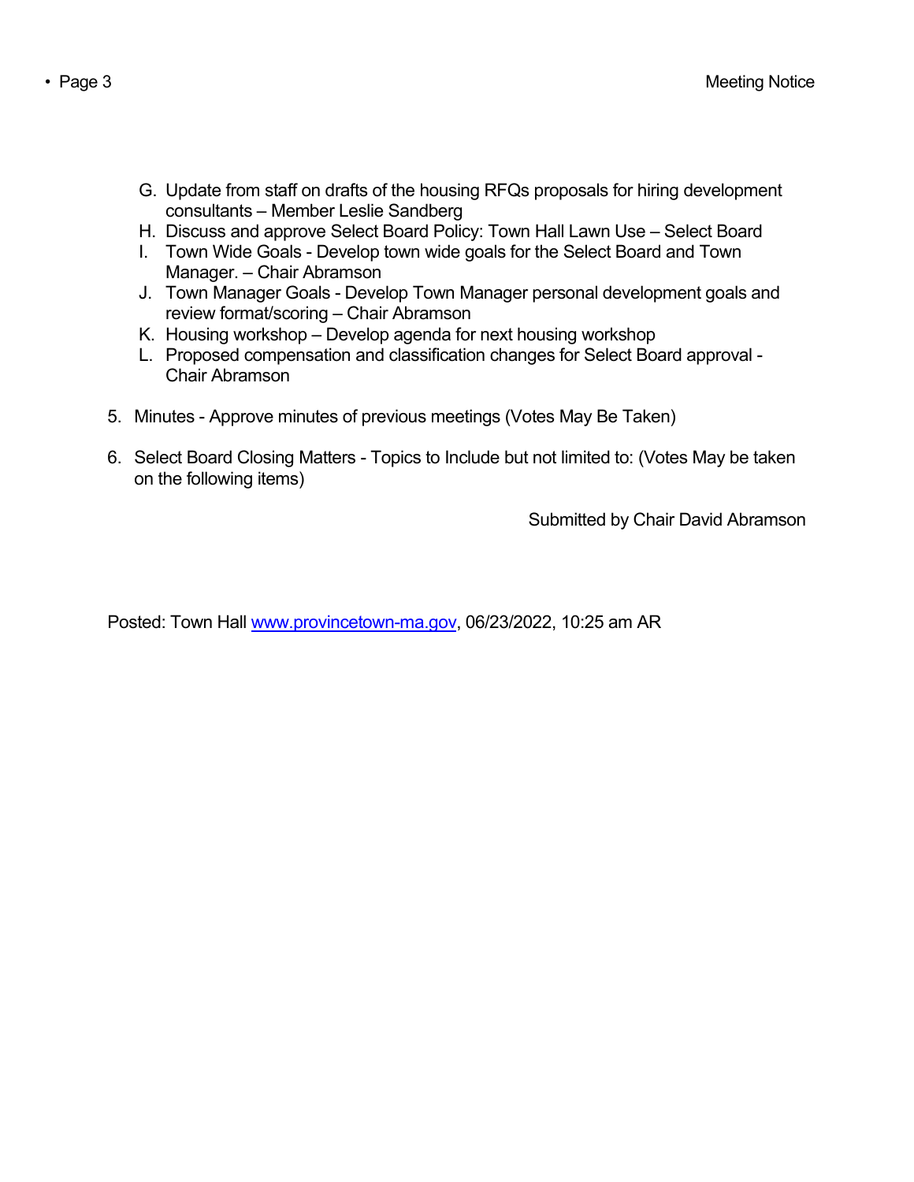G. Update from staff on drafts of the housing RFQs proposals for hiring development consultants – Member Leslie Sandberg
H. Discuss and approve Select Board Policy: Town Hall Lawn Use – Select Board
I. Town Wide Goals - Develop town wide goals for the Select Board and Town Manager. – Chair Abramson
J. Town Manager Goals - Develop Town Manager personal development goals and review format/scoring – Chair Abramson
K. Housing workshop – Develop agenda for next housing workshop
L. Proposed compensation and classification changes for Select Board approval - Chair Abramson

5. Minutes - Approve minutes of previous meetings (Votes May Be Taken)

6. Select Board Closing Matters - Topics to Include but not limited to: (Votes May be taken on the following items)

Submitted by Chair David Abramson

Posted: Town Hall www.provincetown-ma.gov, 06/23/2022, 10:25 am AR